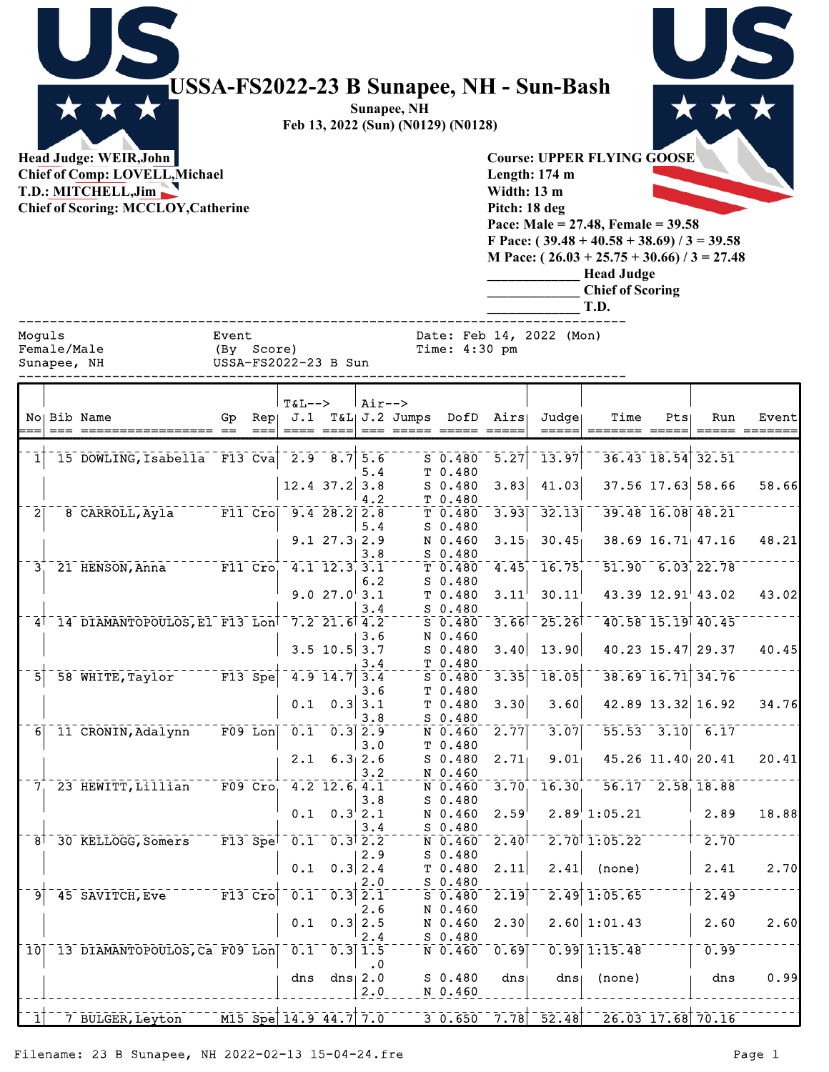# USSA-FS2022-23 B Sunapee, NH - Sun-Bash

**Sunapee, NH**

**Feb 13, 2022 (Sun) (N0129) (N0128)**

**Head Judge: WEIR,John**
**Chief of Comp: LOVELL,Michael**
**T.D.: MITCHELL,Jim**
**Chief of Scoring: MCCLOY,Catherine**

**Course: UPPER FLYING GOOSE**
**Length: 174 m**
**Width: 13 m**
**Pitch: 18 deg**
**Pace: Male = 27.48, Female = 39.58**
**F Pace: ( 39.48 + 40.58 + 38.69) / 3 = 39.58**
**M Pace: ( 26.03 + 25.75 + 30.66) / 3 = 27.48**

_____________ **Head Judge**
_____________ **Chief of Scoring**
_____________ **T.D.**

```
Moguls          Event                    Date: Feb 14, 2022 (Mon)
Female/Male     (By  Score)              Time: 4:30 pm
Sunapee, NH     USSA-FS2022-23 B Sun
```

| No | Bib | Name | Gp | Rep | T&L--> J.1 | T&L | Air--> J.2 | Jumps | DofD | Airs | Judge | Time | Pts | Run | Event |
|---|---|---|---|---|---|---|---|---|---|---|---|---|---|---|---|
| 1 | 15 | DOWLING,Isabella | F13 | Cva | 2.9 | 8.7 | 5.6 | S | 0.480 | 5.27 | 13.97 | 36.43 | 18.54 | 32.51 | |
| | | | | | | | 5.4 | T | 0.480 | | | | | | |
| | | | | | 12.4 | 37.2 | 3.8 | S | 0.480 | 3.83 | 41.03 | 37.56 | 17.63 | 58.66 | 58.66 |
| | | | | | | | 4.2 | T | 0.480 | | | | | | |
| 2 | 8 | CARROLL,Ayla | F11 | Cro | 9.4 | 28.2 | 2.8 | T | 0.480 | 3.93 | 32.13 | 39.48 | 16.08 | 48.21 | |
| | | | | | | | 5.4 | S | 0.480 | | | | | | |
| | | | | | 9.1 | 27.3 | 2.9 | N | 0.460 | 3.15 | 30.45 | 38.69 | 16.71 | 47.16 | 48.21 |
| | | | | | | | 3.8 | S | 0.480 | | | | | | |
| 3 | 21 | HENSON,Anna | F11 | Cro | 4.1 | 12.3 | 3.1 | T | 0.480 | 4.45 | 16.75 | 51.90 | 6.03 | 22.78 | |
| | | | | | | | 6.2 | S | 0.480 | | | | | | |
| | | | | | 9.0 | 27.0 | 3.1 | T | 0.480 | 3.11 | 30.11 | 43.39 | 12.91 | 43.02 | 43.02 |
| | | | | | | | 3.4 | S | 0.480 | | | | | | |
| 4 | 14 | DIAMANTOPOULOS,El | F13 | Lon | 7.2 | 21.6 | 4.2 | S | 0.480 | 3.66 | 25.26 | 40.58 | 15.19 | 40.45 | |
| | | | | | | | 3.6 | N | 0.460 | | | | | | |
| | | | | | 3.5 | 10.5 | 3.7 | S | 0.480 | 3.40 | 13.90 | 40.23 | 15.47 | 29.37 | 40.45 |
| | | | | | | | 3.4 | T | 0.480 | | | | | | |
| 5 | 58 | WHITE,Taylor | F13 | Spe | 4.9 | 14.7 | 3.4 | S | 0.480 | 3.35 | 18.05 | 38.69 | 16.71 | 34.76 | |
| | | | | | | | 3.6 | T | 0.480 | | | | | | |
| | | | | | 0.1 | 0.3 | 3.1 | T | 0.480 | 3.30 | 3.60 | 42.89 | 13.32 | 16.92 | 34.76 |
| | | | | | | | 3.8 | S | 0.480 | | | | | | |
| 6 | 11 | CRONIN,Adalynn | F09 | Lon | 0.1 | 0.3 | 2.9 | N | 0.460 | 2.77 | 3.07 | 55.53 | 3.10 | 6.17 | |
| | | | | | | | 3.0 | T | 0.480 | | | | | | |
| | | | | | 2.1 | 6.3 | 2.6 | S | 0.480 | 2.71 | 9.01 | 45.26 | 11.40 | 20.41 | 20.41 |
| | | | | | | | 3.2 | N | 0.460 | | | | | | |
| 7 | 23 | HEWITT,Lillian | F09 | Cro | 4.2 | 12.6 | 4.1 | N | 0.460 | 3.70 | 16.30 | 56.17 | 2.58 | 18.88 | |
| | | | | | | | 3.8 | S | 0.480 | | | | | | |
| | | | | | 0.1 | 0.3 | 2.1 | N | 0.460 | 2.59 | 2.89 | 1:05.21 | | 2.89 | 18.88 |
| | | | | | | | 3.4 | S | 0.480 | | | | | | |
| 8 | 30 | KELLOGG,Somers | F13 | Spe | 0.1 | 0.3 | 2.2 | N | 0.460 | 2.40 | 2.70 | 1:05.22 | | 2.70 | |
| | | | | | | | 2.9 | S | 0.480 | | | | | | |
| | | | | | 0.1 | 0.3 | 2.4 | T | 0.480 | 2.11 | 2.41 | (none) | | 2.41 | 2.70 |
| | | | | | | | 2.0 | S | 0.480 | | | | | | |
| 9 | 45 | SAVITCH,Eve | F13 | Cro | 0.1 | 0.3 | 2.1 | S | 0.480 | 2.19 | 2.49 | 1:05.65 | | 2.49 | |
| | | | | | | | 2.6 | N | 0.460 | | | | | | |
| | | | | | 0.1 | 0.3 | 2.5 | N | 0.460 | 2.30 | 2.60 | 1:01.43 | | 2.60 | 2.60 |
| | | | | | | | 2.4 | S | 0.480 | | | | | | |
| 10 | 13 | DIAMANTOPOULOS,Ca | F09 | Lon | 0.1 | 0.3 | 1.5 | N | 0.460 | 0.69 | 0.99 | 1:15.48 | | 0.99 | |
| | | | | | | | .0 | | | | | | | | |
| | | | | | dns | dns | 2.0 | S | 0.480 | dns | dns | (none) | | dns | 0.99 |
| | | | | | | | 2.0 | N | 0.460 | | | | | | |
| 1 | 7 | BULGER,Leyton | M15 | Spe | 14.9 | 44.7 | 7.0 | 3 | 0.650 | 7.78 | 52.48 | 26.03 | 17.68 | 70.16 | |

Filename: 23 B Sunapee, NH 2022-02-13 15-04-24.fre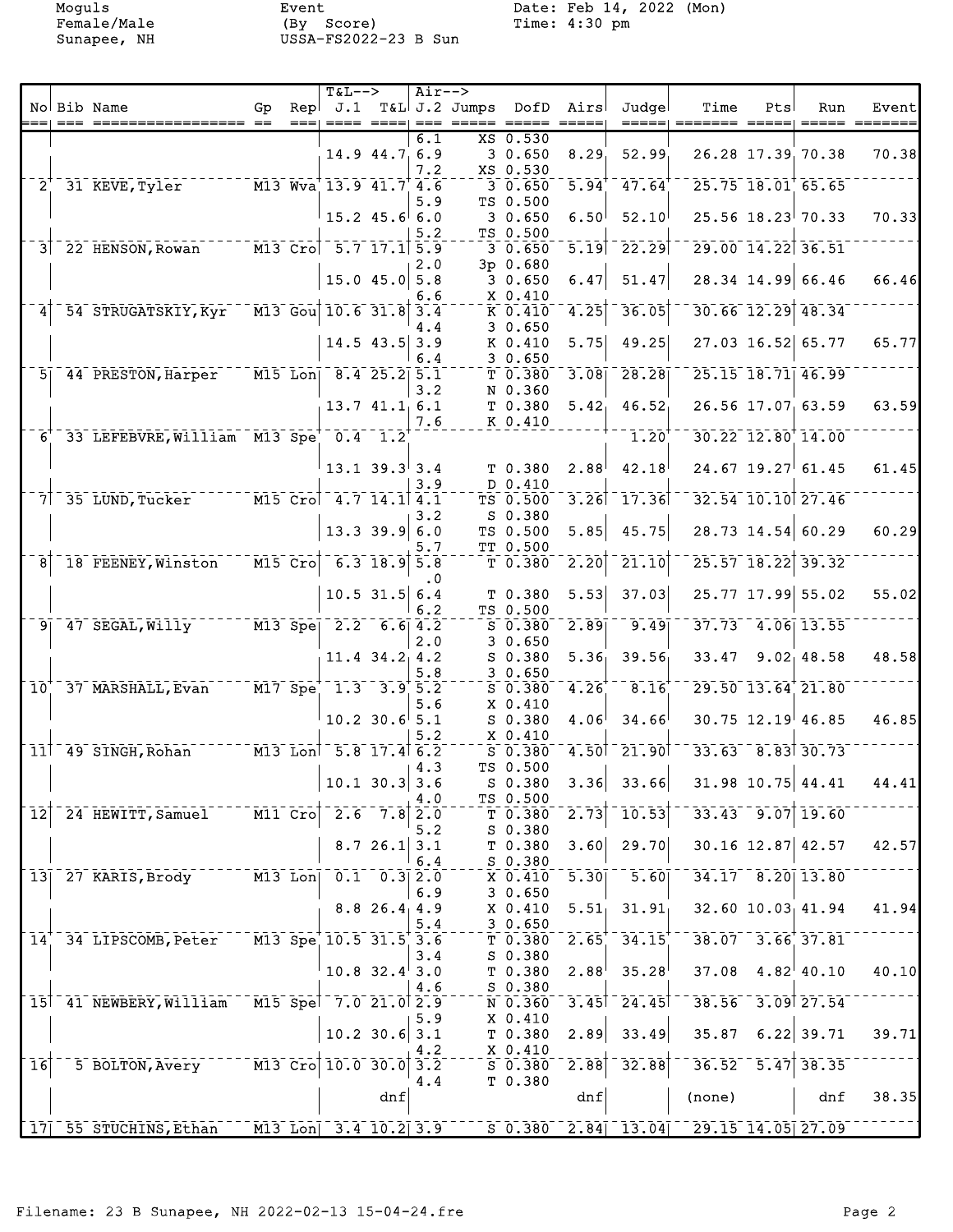Moguls
Female/Male
Sunapee, NH

Event
(By Score)
USSA-FS2022-23 B Sun

Date: Feb 14, 2022 (Mon)
Time: 4:30 pm

| No | Bib | Name | Gp | Rep | T&L--> J.1 | T&L | Air--> J.2 | Jumps | DofD | Airs | Judge | Time | Pts | Run | Event |
|---|---|---|---|---|---|---|---|---|---|---|---|---|---|---|---|
| | | | | | | | 6.1 | XS | 0.530 | | | | | | |
| | | | | | 14.9 | 44.7 | 6.9 | 3 | 0.650 | 8.29 | 52.99 | 26.28 | 17.39 | 70.38 | 70.38 |
| | | | | | | | 7.2 | XS | 0.530 | | | | | | |
| 2 | 31 | KEVE, Tyler | M13 | Wva | 13.9 | 41.7 | 4.6 | 3 | 0.650 | 5.94 | 47.64 | 25.75 | 18.01 | 65.65 | |
| | | | | | | | 5.9 | TS | 0.500 | | | | | | |
| | | | | | 15.2 | 45.6 | 6.0 | 3 | 0.650 | 6.50 | 52.10 | 25.56 | 18.23 | 70.33 | 70.33 |
| | | | | | | | 5.2 | TS | 0.500 | | | | | | |
| 3 | 22 | HENSON, Rowan | M13 | Cro | 5.7 | 17.1 | 5.9 | 3 | 0.650 | 5.19 | 22.29 | 29.00 | 14.22 | 36.51 | |
| | | | | | | | 2.0 | 3p | 0.680 | | | | | | |
| | | | | | 15.0 | 45.0 | 5.8 | 3 | 0.650 | 6.47 | 51.47 | 28.34 | 14.99 | 66.46 | 66.46 |
| | | | | | | | 6.6 | X | 0.410 | | | | | | |
| 4 | 54 | STRUGATSKIY, Kyr | M13 | Gou | 10.6 | 31.8 | 3.4 | K | 0.410 | 4.25 | 36.05 | 30.66 | 12.29 | 48.34 | |
| | | | | | | | 4.4 | 3 | 0.650 | | | | | | |
| | | | | | 14.5 | 43.5 | 3.9 | K | 0.410 | 5.75 | 49.25 | 27.03 | 16.52 | 65.77 | 65.77 |
| | | | | | | | 6.4 | 3 | 0.650 | | | | | | |
| 5 | 44 | PRESTON, Harper | M15 | Lon | 8.4 | 25.2 | 5.1 | T | 0.380 | 3.08 | 28.28 | 25.15 | 18.71 | 46.99 | |
| | | | | | | | 3.2 | N | 0.360 | | | | | | |
| | | | | | 13.7 | 41.1 | 6.1 | T | 0.380 | 5.42 | 46.52 | 26.56 | 17.07 | 63.59 | 63.59 |
| | | | | | | | 7.6 | K | 0.410 | | | | | | |
| 6 | 33 | LEFEBVRE, William | M13 | Spe | 0.4 | 1.2 | | | | | 1.20 | 30.22 | 12.80 | 14.00 | |
| | | | | | 13.1 | 39.3 | 3.4 | T | 0.380 | 2.88 | 42.18 | 24.67 | 19.27 | 61.45 | 61.45 |
| | | | | | | | 3.9 | D | 0.410 | | | | | | |
| 7 | 35 | LUND, Tucker | M15 | Cro | 4.7 | 14.1 | 4.1 | TS | 0.500 | 3.26 | 17.36 | 32.54 | 10.10 | 27.46 | |
| | | | | | | | 3.2 | S | 0.380 | | | | | | |
| | | | | | 13.3 | 39.9 | 6.0 | TS | 0.500 | 5.85 | 45.75 | 28.73 | 14.54 | 60.29 | 60.29 |
| | | | | | | | 5.7 | TT | 0.500 | | | | | | |
| 8 | 18 | FEENEY, Winston | M15 | Cro | 6.3 | 18.9 | 5.8 | T | 0.380 | 2.20 | 21.10 | 25.57 | 18.22 | 39.32 | |
| | | | | | | | .0 | | | | | | | | |
| | | | | | 10.5 | 31.5 | 6.4 | T | 0.380 | 5.53 | 37.03 | 25.77 | 17.99 | 55.02 | 55.02 |
| | | | | | | | 6.2 | TS | 0.500 | | | | | | |
| 9 | 47 | SEGAL, Willy | M13 | Spe | 2.2 | 6.6 | 4.2 | S | 0.380 | 2.89 | 9.49 | 37.73 | 4.06 | 13.55 | |
| | | | | | | | 2.0 | 3 | 0.650 | | | | | | |
| | | | | | 11.4 | 34.2 | 4.2 | S | 0.380 | 5.36 | 39.56 | 33.47 | 9.02 | 48.58 | 48.58 |
| | | | | | | | 5.8 | 3 | 0.650 | | | | | | |
| 10 | 37 | MARSHALL, Evan | M17 | Spe | 1.3 | 3.9 | 5.2 | S | 0.380 | 4.26 | 8.16 | 29.50 | 13.64 | 21.80 | |
| | | | | | | | 5.6 | X | 0.410 | | | | | | |
| | | | | | 10.2 | 30.6 | 5.1 | S | 0.380 | 4.06 | 34.66 | 30.75 | 12.19 | 46.85 | 46.85 |
| | | | | | | | 5.2 | X | 0.410 | | | | | | |
| 11 | 49 | SINGH, Rohan | M13 | Lon | 5.8 | 17.4 | 6.2 | S | 0.380 | 4.50 | 21.90 | 33.63 | 8.83 | 30.73 | |
| | | | | | | | 4.3 | TS | 0.500 | | | | | | |
| | | | | | 10.1 | 30.3 | 3.6 | S | 0.380 | 3.36 | 33.66 | 31.98 | 10.75 | 44.41 | 44.41 |
| | | | | | | | 4.0 | TS | 0.500 | | | | | | |
| 12 | 24 | HEWITT, Samuel | M11 | Cro | 2.6 | 7.8 | 2.0 | T | 0.380 | 2.73 | 10.53 | 33.43 | 9.07 | 19.60 | |
| | | | | | | | 5.2 | S | 0.380 | | | | | | |
| | | | | | 8.7 | 26.1 | 3.1 | T | 0.380 | 3.60 | 29.70 | 30.16 | 12.87 | 42.57 | 42.57 |
| | | | | | | | 6.4 | S | 0.380 | | | | | | |
| 13 | 27 | KARIS, Brody | M13 | Lon | 0.1 | 0.3 | 2.0 | X | 0.410 | 5.30 | 5.60 | 34.17 | 8.20 | 13.80 | |
| | | | | | | | 6.9 | 3 | 0.650 | | | | | | |
| | | | | | 8.8 | 26.4 | 4.9 | X | 0.410 | 5.51 | 31.91 | 32.60 | 10.03 | 41.94 | 41.94 |
| | | | | | | | 5.4 | 3 | 0.650 | | | | | | |
| 14 | 34 | LIPSCOMB, Peter | M13 | Spe | 10.5 | 31.5 | 3.6 | T | 0.380 | 2.65 | 34.15 | 38.07 | 3.66 | 37.81 | |
| | | | | | | | 3.4 | S | 0.380 | | | | | | |
| | | | | | 10.8 | 32.4 | 3.0 | T | 0.380 | 2.88 | 35.28 | 37.08 | 4.82 | 40.10 | 40.10 |
| | | | | | | | 4.6 | S | 0.380 | | | | | | |
| 15 | 41 | NEWBERY, William | M15 | Spe | 7.0 | 21.0 | 2.9 | N | 0.360 | 3.45 | 24.45 | 38.56 | 3.09 | 27.54 | |
| | | | | | | | 5.9 | X | 0.410 | | | | | | |
| | | | | | 10.2 | 30.6 | 3.1 | T | 0.380 | 2.89 | 33.49 | 35.87 | 6.22 | 39.71 | 39.71 |
| | | | | | | | 4.2 | X | 0.410 | | | | | | |
| 16 | 5 | BOLTON, Avery | M13 | Cro | 10.0 | 30.0 | 3.2 | S | 0.380 | 2.88 | 32.88 | 36.52 | 5.47 | 38.35 | |
| | | | | | | | 4.4 | T | 0.380 | | | | | | |
| | | | | | | dnf | | | | dnf | | (none) | | dnf | 38.35 |
| 17 | 55 | STUCHINS, Ethan | M13 | Lon | 3.4 | 10.2 | 3.9 | S | 0.380 | 2.84 | 13.04 | 29.15 | 14.05 | 27.09 | |

Filename: 23 B Sunapee, NH 2022-02-13 15-04-24.fre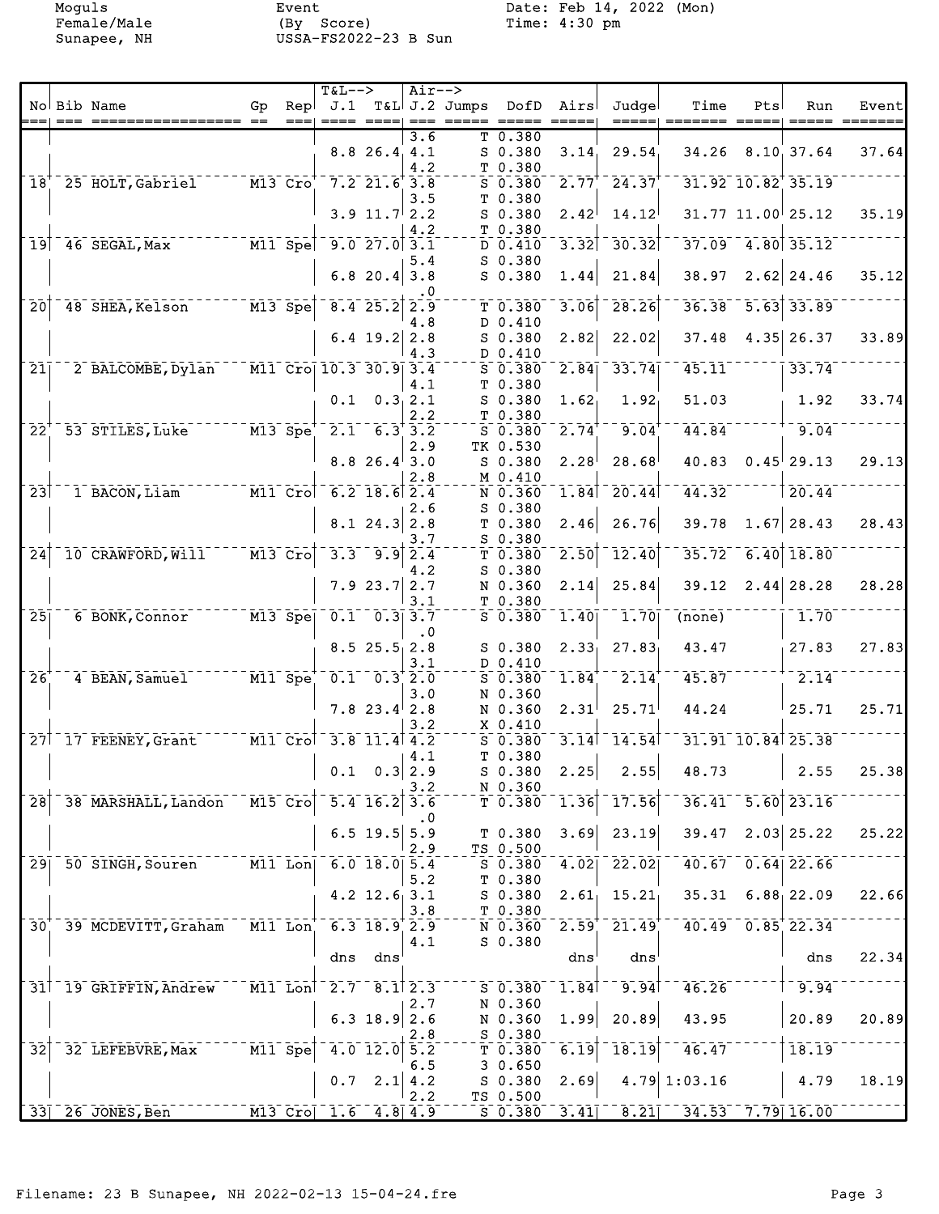Moguls
Female/Male
Sunapee, NH

Event
(By Score)
USSA-FS2022-23 B Sun

Date: Feb 14, 2022 (Mon)
Time: 4:30 pm

| No | Bib | Name | Gp | Rep | T&L--> J.1 | T&L | Air--> J.2 | Jumps | DofD | Airs | Judge | Time | Pts | Run | Event |
|---|---|---|---|---|---|---|---|---|---|---|---|---|---|---|---|
| | | | | | | | 3.6 | T | 0.380 | | | | | | |
| | | | | | 8.8 | 26.4 | 4.1 | S | 0.380 | 3.14 | 29.54 | 34.26 | 8.10 | 37.64 | 37.64 |
| | | | | | | | 4.2 | T | 0.380 | | | | | | |
| 18 | 25 | HOLT, Gabriel | M13 | Cro | 7.2 | 21.6 | 3.8 | S | 0.380 | 2.77 | 24.37 | 31.92 | 10.82 | 35.19 | |
| | | | | | | | 3.5 | T | 0.380 | | | | | | |
| | | | | | 3.9 | 11.7 | 2.2 | S | 0.380 | 2.42 | 14.12 | 31.77 | 11.00 | 25.12 | 35.19 |
| | | | | | | | 4.2 | T | 0.380 | | | | | | |
| 19 | 46 | SEGAL, Max | M11 | Spe | 9.0 | 27.0 | 3.1 | D | 0.410 | 3.32 | 30.32 | 37.09 | 4.80 | 35.12 | |
| | | | | | | | 5.4 | S | 0.380 | | | | | | |
| | | | | | 6.8 | 20.4 | 3.8 | S | 0.380 | 1.44 | 21.84 | 38.97 | 2.62 | 24.46 | 35.12 |
| | | | | | | | .0 | | | | | | | | |
| 20 | 48 | SHEA, Kelson | M13 | Spe | 8.4 | 25.2 | 2.9 | T | 0.380 | 3.06 | 28.26 | 36.38 | 5.63 | 33.89 | |
| | | | | | | | 4.8 | D | 0.410 | | | | | | |
| | | | | | 6.4 | 19.2 | 2.8 | S | 0.380 | 2.82 | 22.02 | 37.48 | 4.35 | 26.37 | 33.89 |
| | | | | | | | 4.3 | D | 0.410 | | | | | | |
| 21 | 2 | BALCOMBE, Dylan | M11 | Cro | 10.3 | 30.9 | 3.4 | S | 0.380 | 2.84 | 33.74 | 45.11 | | 33.74 | |
| | | | | | | | 4.1 | T | 0.380 | | | | | | |
| | | | | | 0.1 | 0.3 | 2.1 | S | 0.380 | 1.62 | 1.92 | 51.03 | | 1.92 | 33.74 |
| | | | | | | | 2.2 | T | 0.380 | | | | | | |
| 22 | 53 | STILES, Luke | M13 | Spe | 2.1 | 6.3 | 3.2 | S | 0.380 | 2.74 | 9.04 | 44.84 | | 9.04 | |
| | | | | | | | 2.9 | TK | 0.530 | | | | | | |
| | | | | | 8.8 | 26.4 | 3.0 | S | 0.380 | 2.28 | 28.68 | 40.83 | 0.45 | 29.13 | 29.13 |
| | | | | | | | 2.8 | M | 0.410 | | | | | | |
| 23 | 1 | BACON, Liam | M11 | Cro | 6.2 | 18.6 | 2.4 | N | 0.360 | 1.84 | 20.44 | 44.32 | | 20.44 | |
| | | | | | | | 2.6 | S | 0.380 | | | | | | |
| | | | | | 8.1 | 24.3 | 2.8 | T | 0.380 | 2.46 | 26.76 | 39.78 | 1.67 | 28.43 | 28.43 |
| | | | | | | | 3.7 | S | 0.380 | | | | | | |
| 24 | 10 | CRAWFORD, Will | M13 | Cro | 3.3 | 9.9 | 2.4 | T | 0.380 | 2.50 | 12.40 | 35.72 | 6.40 | 18.80 | |
| | | | | | | | 4.2 | S | 0.380 | | | | | | |
| | | | | | 7.9 | 23.7 | 2.7 | N | 0.360 | 2.14 | 25.84 | 39.12 | 2.44 | 28.28 | 28.28 |
| | | | | | | | 3.1 | T | 0.380 | | | | | | |
| 25 | 6 | BONK, Connor | M13 | Spe | 0.1 | 0.3 | 3.7 | S | 0.380 | 1.40 | 1.70 | (none) | | 1.70 | |
| | | | | | | | .0 | | | | | | | | |
| | | | | | 8.5 | 25.5 | 2.8 | S | 0.380 | 2.33 | 27.83 | 43.47 | | 27.83 | 27.83 |
| | | | | | | | 3.1 | D | 0.410 | | | | | | |
| 26 | 4 | BEAN, Samuel | M11 | Spe | 0.1 | 0.3 | 2.0 | S | 0.380 | 1.84 | 2.14 | 45.87 | | 2.14 | |
| | | | | | | | 3.0 | N | 0.360 | | | | | | |
| | | | | | 7.8 | 23.4 | 2.8 | N | 0.360 | 2.31 | 25.71 | 44.24 | | 25.71 | 25.71 |
| | | | | | | | 3.2 | X | 0.410 | | | | | | |
| 27 | 17 | FEENEY, Grant | M11 | Cro | 3.8 | 11.4 | 4.2 | S | 0.380 | 3.14 | 14.54 | 31.91 | 10.84 | 25.38 | |
| | | | | | | | 4.1 | T | 0.380 | | | | | | |
| | | | | | 0.1 | 0.3 | 2.9 | S | 0.380 | 2.25 | 2.55 | 48.73 | | 2.55 | 25.38 |
| | | | | | | | 3.2 | N | 0.360 | | | | | | |
| 28 | 38 | MARSHALL, Landon | M15 | Cro | 5.4 | 16.2 | 3.6 | T | 0.380 | 1.36 | 17.56 | 36.41 | 5.60 | 23.16 | |
| | | | | | | | .0 | | | | | | | | |
| | | | | | 6.5 | 19.5 | 5.9 | T | 0.380 | 3.69 | 23.19 | 39.47 | 2.03 | 25.22 | 25.22 |
| | | | | | | | 2.9 | TS | 0.500 | | | | | | |
| 29 | 50 | SINGH, Souren | M11 | Lon | 6.0 | 18.0 | 5.4 | S | 0.380 | 4.02 | 22.02 | 40.67 | 0.64 | 22.66 | |
| | | | | | | | 5.2 | T | 0.380 | | | | | | |
| | | | | | 4.2 | 12.6 | 3.1 | S | 0.380 | 2.61 | 15.21 | 35.31 | 6.88 | 22.09 | 22.66 |
| | | | | | | | 3.8 | T | 0.380 | | | | | | |
| 30 | 39 | MCDEVITT, Graham | M11 | Lon | 6.3 | 18.9 | 2.9 | N | 0.360 | 2.59 | 21.49 | 40.49 | 0.85 | 22.34 | |
| | | | | | | | 4.1 | S | 0.380 | | | | | | |
| | | | | | dns | dns | | | | dns | dns | | | dns | 22.34 |
| 31 | 19 | GRIFFIN, Andrew | M11 | Lon | 2.7 | 8.1 | 2.3 | S | 0.380 | 1.84 | 9.94 | 46.26 | | 9.94 | |
| | | | | | | | 2.7 | N | 0.360 | | | | | | |
| | | | | | 6.3 | 18.9 | 2.6 | N | 0.360 | 1.99 | 20.89 | 43.95 | | 20.89 | 20.89 |
| | | | | | | | 2.8 | S | 0.380 | | | | | | |
| 32 | 32 | LEFEBVRE, Max | M11 | Spe | 4.0 | 12.0 | 5.2 | T | 0.380 | 6.19 | 18.19 | 46.47 | | 18.19 | |
| | | | | | | | 6.5 | 3 | 0.650 | | | | | | |
| | | | | | 0.7 | 2.1 | 4.2 | S | 0.380 | 2.69 | 4.79 | 1:03.16 | | 4.79 | 18.19 |
| | | | | | | | 2.2 | TS | 0.500 | | | | | | |
| 33 | 26 | JONES, Ben | M13 | Cro | 1.6 | 4.8 | 4.9 | S | 0.380 | 3.41 | 8.21 | 34.53 | 7.79 | 16.00 | |

Filename: 23 B Sunapee, NH 2022-02-13 15-04-24.fre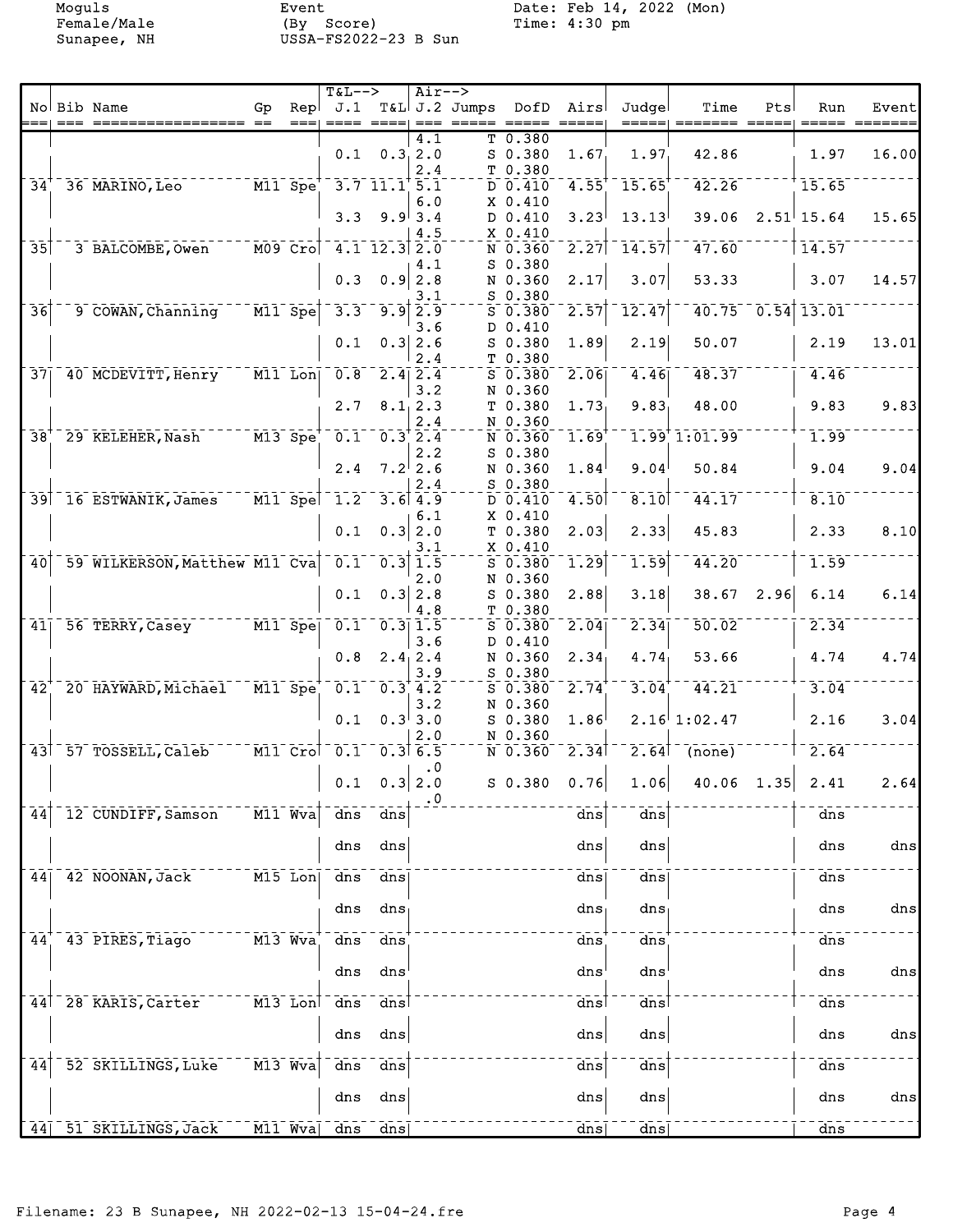Moguls
Female/Male
Sunapee, NH

Event
(By Score)
USSA-FS2022-23 B Sun

Date: Feb 14, 2022 (Mon)
Time: 4:30 pm

| No | Bib | Name | Gp | Rep | T&L--> J.1 | T&L | Air--> J.2 | Jumps | DofD | Airs | Judge | Time | Pts | Run | Event |
|---|---|---|---|---|---|---|---|---|---|---|---|---|---|---|---|
| | | | | | | | 4.1 | T | 0.380 | | | | | | |
| | | | | | 0.1 | 0.3 | 2.0 | S | 0.380 | 1.67 | 1.97 | 42.86 | | 1.97 | 16.00 |
| | | | | | | | 2.4 | T | 0.380 | | | | | | |
| 34 | 36 | MARINO, Leo | M11 | Spe | 3.7 | 11.1 | 5.1 | D | 0.410 | 4.55 | 15.65 | 42.26 | | 15.65 | |
| | | | | | | | 6.0 | X | 0.410 | | | | | | |
| | | | | | 3.3 | 9.9 | 3.4 | D | 0.410 | 3.23 | 13.13 | 39.06 | 2.51 | 15.64 | 15.65 |
| | | | | | | | 4.5 | X | 0.410 | | | | | | |
| 35 | 3 | BALCOMBE, Owen | M09 | Cro | 4.1 | 12.3 | 2.0 | N | 0.360 | 2.27 | 14.57 | 47.60 | | 14.57 | |
| | | | | | | | 4.1 | S | 0.380 | | | | | | |
| | | | | | 0.3 | 0.9 | 2.8 | N | 0.360 | 2.17 | 3.07 | 53.33 | | 3.07 | 14.57 |
| | | | | | | | 3.1 | S | 0.380 | | | | | | |
| 36 | 9 | COWAN, Channing | M11 | Spe | 3.3 | 9.9 | 2.9 | S | 0.380 | 2.57 | 12.47 | 40.75 | 0.54 | 13.01 | |
| | | | | | | | 3.6 | D | 0.410 | | | | | | |
| | | | | | 0.1 | 0.3 | 2.6 | S | 0.380 | 1.89 | 2.19 | 50.07 | | 2.19 | 13.01 |
| | | | | | | | 2.4 | T | 0.380 | | | | | | |
| 37 | 40 | MCDEVITT, Henry | M11 | Lon | 0.8 | 2.4 | 2.4 | S | 0.380 | 2.06 | 4.46 | 48.37 | | 4.46 | |
| | | | | | | | 3.2 | N | 0.360 | | | | | | |
| | | | | | 2.7 | 8.1 | 2.3 | T | 0.380 | 1.73 | 9.83 | 48.00 | | 9.83 | 9.83 |
| | | | | | | | 2.4 | N | 0.360 | | | | | | |
| 38 | 29 | KELEHER, Nash | M13 | Spe | 0.1 | 0.3 | 2.4 | N | 0.360 | 1.69 | 1.99 | 1:01.99 | | 1.99 | |
| | | | | | | | 2.2 | S | 0.380 | | | | | | |
| | | | | | 2.4 | 7.2 | 2.6 | N | 0.360 | 1.84 | 9.04 | 50.84 | | 9.04 | 9.04 |
| | | | | | | | 2.4 | S | 0.380 | | | | | | |
| 39 | 16 | ESTWANIK, James | M11 | Spe | 1.2 | 3.6 | 4.9 | D | 0.410 | 4.50 | 8.10 | 44.17 | | 8.10 | |
| | | | | | | | 6.1 | X | 0.410 | | | | | | |
| | | | | | 0.1 | 0.3 | 2.0 | T | 0.380 | 2.03 | 2.33 | 45.83 | | 2.33 | 8.10 |
| | | | | | | | 3.1 | X | 0.410 | | | | | | |
| 40 | 59 | WILKERSON, Matthew | M11 | Cva | 0.1 | 0.3 | 1.5 | S | 0.380 | 1.29 | 1.59 | 44.20 | | 1.59 | |
| | | | | | | | 2.0 | N | 0.360 | | | | | | |
| | | | | | 0.1 | 0.3 | 2.8 | S | 0.380 | 2.88 | 3.18 | 38.67 | 2.96 | 6.14 | 6.14 |
| | | | | | | | 4.8 | T | 0.380 | | | | | | |
| 41 | 56 | TERRY, Casey | M11 | Spe | 0.1 | 0.3 | 1.5 | S | 0.380 | 2.04 | 2.34 | 50.02 | | 2.34 | |
| | | | | | | | 3.6 | D | 0.410 | | | | | | |
| | | | | | 0.8 | 2.4 | 2.4 | N | 0.360 | 2.34 | 4.74 | 53.66 | | 4.74 | 4.74 |
| | | | | | | | 3.9 | S | 0.380 | | | | | | |
| 42 | 20 | HAYWARD, Michael | M11 | Spe | 0.1 | 0.3 | 4.2 | S | 0.380 | 2.74 | 3.04 | 44.21 | | 3.04 | |
| | | | | | | | 3.2 | N | 0.360 | | | | | | |
| | | | | | 0.1 | 0.3 | 3.0 | S | 0.380 | 1.86 | 2.16 | 1:02.47 | | 2.16 | 3.04 |
| | | | | | | | 2.0 | N | 0.360 | | | | | | |
| 43 | 57 | TOSSELL, Caleb | M11 | Cro | 0.1 | 0.3 | 6.5 | N | 0.360 | 2.34 | 2.64 | (none) | | 2.64 | |
| | | | | | | | .0 | | | | | | | | |
| | | | | | 0.1 | 0.3 | 2.0 | S | 0.380 | 0.76 | 1.06 | 40.06 | 1.35 | 2.41 | 2.64 |
| | | | | | | | .0 | | | | | | | | |
| 44 | 12 | CUNDIFF, Samson | M11 | Wva | dns | dns | | | | dns | dns | | | dns | |
| | | | | | dns | dns | | | | dns | dns | | | dns | dns |
| 44 | 42 | NOONAN, Jack | M15 | Lon | dns | dns | | | | dns | dns | | | dns | |
| | | | | | dns | dns | | | | dns | dns | | | dns | dns |
| 44 | 43 | PIRES, Tiago | M13 | Wva | dns | dns | | | | dns | dns | | | dns | |
| | | | | | dns | dns | | | | dns | dns | | | dns | dns |
| 44 | 28 | KARIS, Carter | M13 | Lon | dns | dns | | | | dns | dns | | | dns | |
| | | | | | dns | dns | | | | dns | dns | | | dns | dns |
| 44 | 52 | SKILLINGS, Luke | M13 | Wva | dns | dns | | | | dns | dns | | | dns | |
| | | | | | dns | dns | | | | dns | dns | | | dns | dns |
| 44 | 51 | SKILLINGS, Jack | M11 | Wva | dns | dns | | | | dns | dns | | | dns | |

Filename: 23 B Sunapee, NH 2022-02-13 15-04-24.fre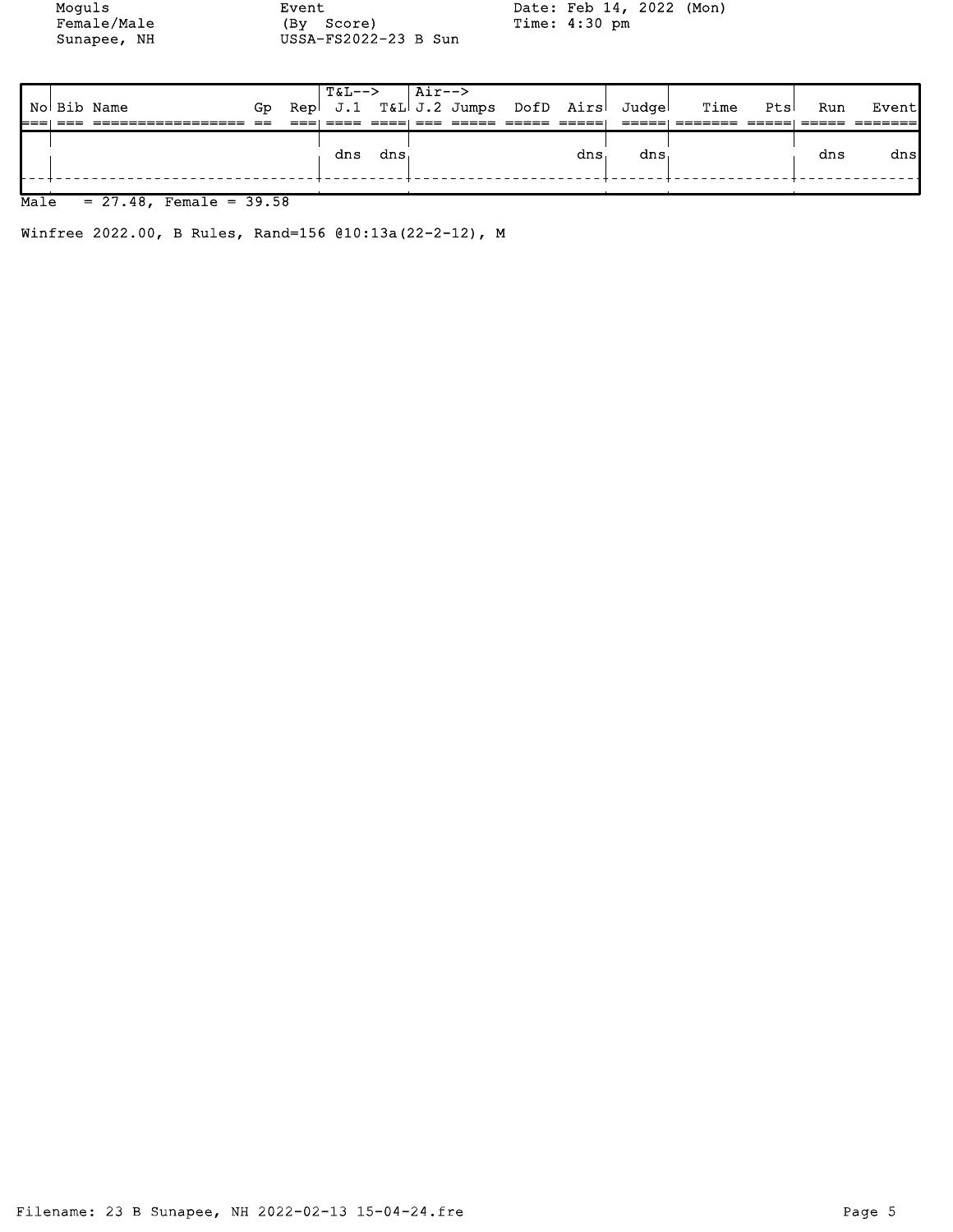Moguls
Female/Male
Sunapee, NH

Event
(By Score)
USSA-FS2022-23 B Sun

Date: Feb 14, 2022 (Mon)
Time: 4:30 pm

| No | Bib | Name | Gp | Rep | T&L--> J.1 | T&L | Air--> J.2 | Jumps | DofD | Airs | Judge | Time | Pts | Run | Event |
|---|---|---|---|---|---|---|---|---|---|---|---|---|---|---|---|
| | | | | | dns | dns | | | | dns | dns | | | dns | dns |

Male = 27.48, Female = 39.58

Winfree 2022.00, B Rules, Rand=156 @10:13a(22-2-12), M

Filename: 23 B Sunapee, NH 2022-02-13 15-04-24.fre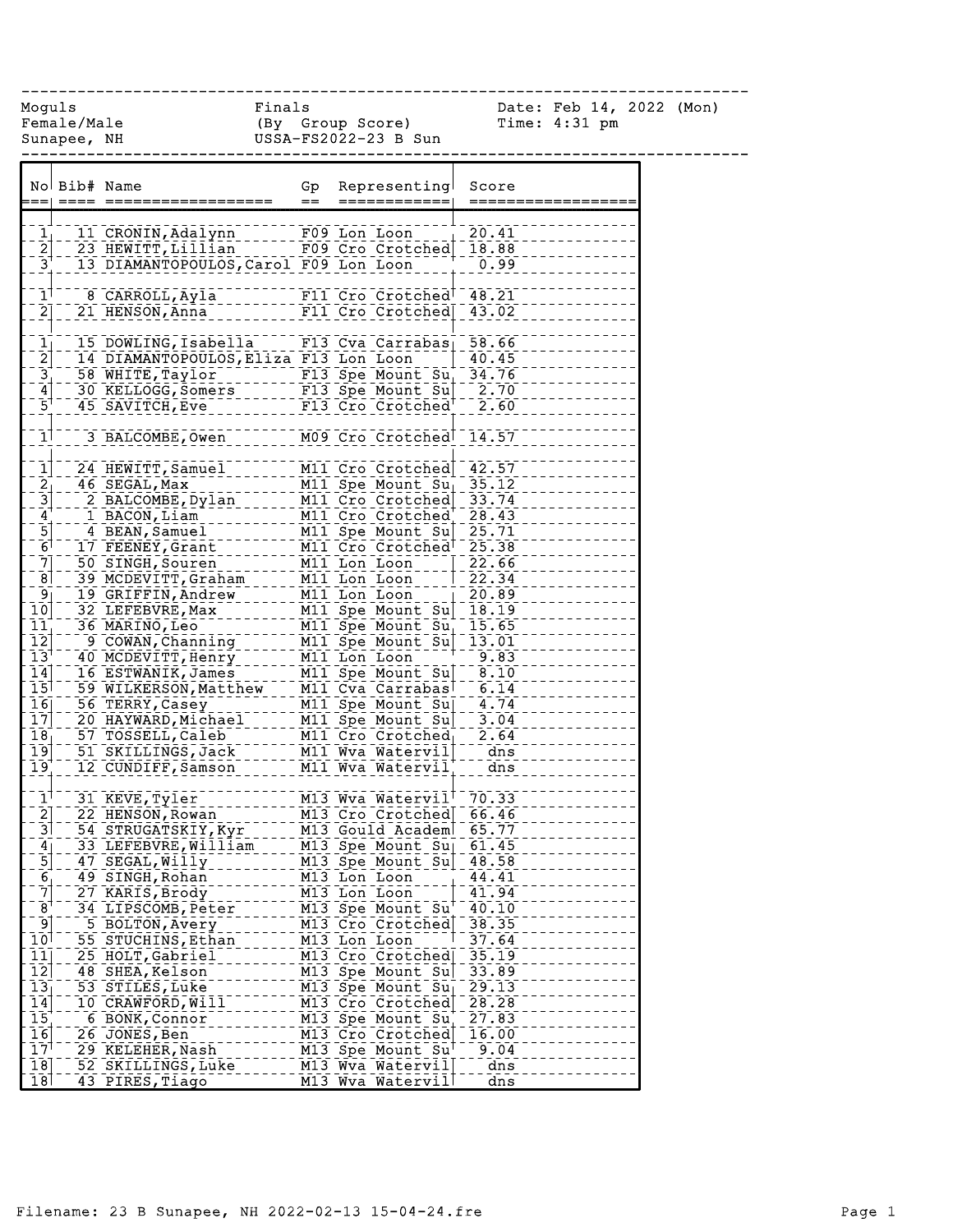Moguls
Female/Male
Sunapee, NH

Finals
(By Group Score)
USSA-FS2022-23 B Sun

Date: Feb 14, 2022 (Mon)
Time: 4:31 pm

| No | Bib# | Name | Gp | Representing | Score |
|---|---|---|---|---|---|
| 1 | 11 | CRONIN,Adalynn | F09 | Lon Loon | 20.41 |
| 2 | 23 | HEWITT,Lillian | F09 | Cro Crotched | 18.88 |
| 3 | 13 | DIAMANTOPOULOS,Carol | F09 | Lon Loon | 0.99 |
| 1 | 8 | CARROLL,Ayla | F11 | Cro Crotched | 48.21 |
| 2 | 21 | HENSON,Anna | F11 | Cro Crotched | 43.02 |
| 1 | 15 | DOWLING,Isabella | F13 | Cva Carrabas | 58.66 |
| 2 | 14 | DIAMANTOPOULOS,Eliza | F13 | Lon Loon | 40.45 |
| 3 | 58 | WHITE,Taylor | F13 | Spe Mount Su | 34.76 |
| 4 | 30 | KELLOGG,Somers | F13 | Spe Mount Su | 2.70 |
| 5 | 45 | SAVITCH,Eve | F13 | Cro Crotched | 2.60 |
| 1 | 3 | BALCOMBE,Owen | M09 | Cro Crotched | 14.57 |
| 1 | 24 | HEWITT,Samuel | M11 | Cro Crotched | 42.57 |
| 2 | 46 | SEGAL,Max | M11 | Spe Mount Su | 35.12 |
| 3 | 2 | BALCOMBE,Dylan | M11 | Cro Crotched | 33.74 |
| 4 | 1 | BACON,Liam | M11 | Cro Crotched | 28.43 |
| 5 | 4 | BEAN,Samuel | M11 | Spe Mount Su | 25.71 |
| 6 | 17 | FEENEY,Grant | M11 | Cro Crotched | 25.38 |
| 7 | 50 | SINGH,Souren | M11 | Lon Loon | 22.66 |
| 8 | 39 | MCDEVITT,Graham | M11 | Lon Loon | 22.34 |
| 9 | 19 | GRIFFIN,Andrew | M11 | Lon Loon | 20.89 |
| 10 | 32 | LEFEBVRE,Max | M11 | Spe Mount Su | 18.19 |
| 11 | 36 | MARINO,Leo | M11 | Spe Mount Su | 15.65 |
| 12 | 9 | COWAN,Channing | M11 | Spe Mount Su | 13.01 |
| 13 | 40 | MCDEVITT,Henry | M11 | Lon Loon | 9.83 |
| 14 | 16 | ESTWANIK,James | M11 | Spe Mount Su | 8.10 |
| 15 | 59 | WILKERSON,Matthew | M11 | Cva Carrabas | 6.14 |
| 16 | 56 | TERRY,Casey | M11 | Spe Mount Su | 4.74 |
| 17 | 20 | HAYWARD,Michael | M11 | Spe Mount Su | 3.04 |
| 18 | 57 | TOSSELL,Caleb | M11 | Cro Crotched | 2.64 |
| 19 | 51 | SKILLINGS,Jack | M11 | Wva Watervil | dns |
| 19 | 12 | CUNDIFF,Samson | M11 | Wva Watervil | dns |
| 1 | 31 | KEVE,Tyler | M13 | Wva Watervil | 70.33 |
| 2 | 22 | HENSON,Rowan | M13 | Cro Crotched | 66.46 |
| 3 | 54 | STRUGATSKIY,Kyr | M13 | Gould Academ | 65.77 |
| 4 | 33 | LEFEBVRE,William | M13 | Spe Mount Su | 61.45 |
| 5 | 47 | SEGAL,Willy | M13 | Spe Mount Su | 48.58 |
| 6 | 49 | SINGH,Rohan | M13 | Lon Loon | 44.41 |
| 7 | 27 | KARIS,Brody | M13 | Lon Loon | 41.94 |
| 8 | 34 | LIPSCOMB,Peter | M13 | Spe Mount Su | 40.10 |
| 9 | 5 | BOLTON,Avery | M13 | Cro Crotched | 38.35 |
| 10 | 55 | STUCHINS,Ethan | M13 | Lon Loon | 37.64 |
| 11 | 25 | HOLT,Gabriel | M13 | Cro Crotched | 35.19 |
| 12 | 48 | SHEA,Kelson | M13 | Spe Mount Su | 33.89 |
| 13 | 53 | STILES,Luke | M13 | Spe Mount Su | 29.13 |
| 14 | 10 | CRAWFORD,Will | M13 | Cro Crotched | 28.28 |
| 15 | 6 | BONK,Connor | M13 | Spe Mount Su | 27.83 |
| 16 | 26 | JONES,Ben | M13 | Cro Crotched | 16.00 |
| 17 | 29 | KELEHER,Nash | M13 | Spe Mount Su | 9.04 |
| 18 | 52 | SKILLINGS,Luke | M13 | Wva Watervil | dns |
| 18 | 43 | PIRES,Tiago | M13 | Wva Watervil | dns |

Filename: 23 B Sunapee, NH 2022-02-13 15-04-24.fre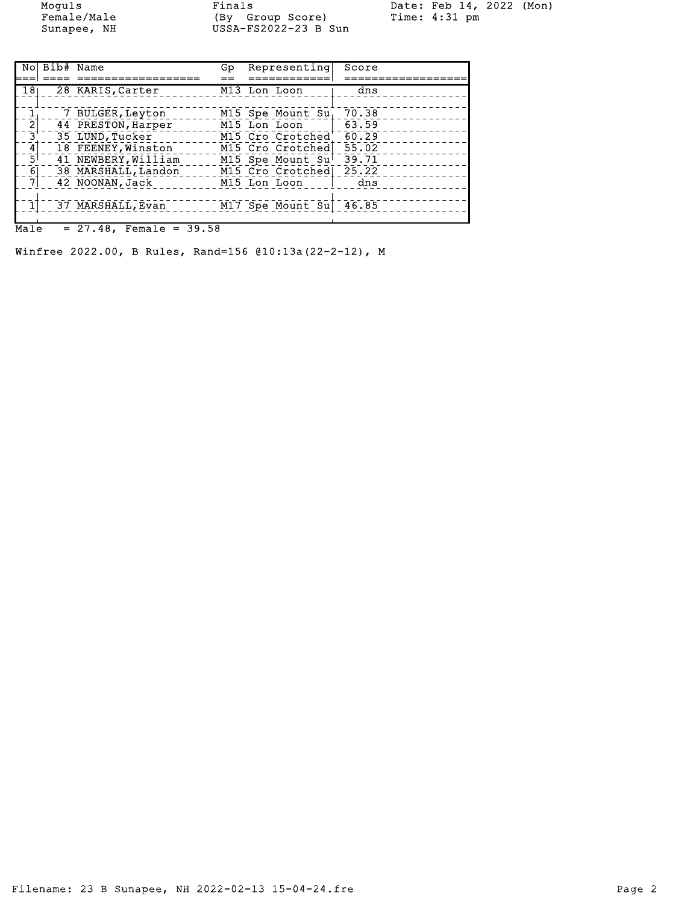Moguls
Female/Male
Sunapee, NH

Finals
(By Group Score)
USSA-FS2022-23 B Sun

Date: Feb 14, 2022 (Mon)
Time: 4:31 pm

| No | Bib# | Name | Gp | Representing | Score |
|---|---|---|---|---|---|
| 18 | 28 | KARIS, Carter | M13 | Lon Loon | dns |
| | | | | | |
| 1 | 7 | BULGER, Leyton | M15 | Spe Mount Su | 70.38 |
| 2 | 44 | PRESTON, Harper | M15 | Lon Loon | 63.59 |
| 3 | 35 | LUND, Tucker | M15 | Cro Crotched | 60.29 |
| 4 | 18 | FEENEY, Winston | M15 | Cro Crotched | 55.02 |
| 5 | 41 | NEWBERY, William | M15 | Spe Mount Su | 39.71 |
| 6 | 38 | MARSHALL, Landon | M15 | Cro Crotched | 25.22 |
| 7 | 42 | NOONAN, Jack | M15 | Lon Loon | dns |
| | | | | | |
| 1 | 37 | MARSHALL, Evan | M17 | Spe Mount Su | 46.85 |

Male = 27.48, Female = 39.58

Winfree 2022.00, B Rules, Rand=156 @10:13a(22-2-12), M

Filename: 23 B Sunapee, NH 2022-02-13 15-04-24.fre